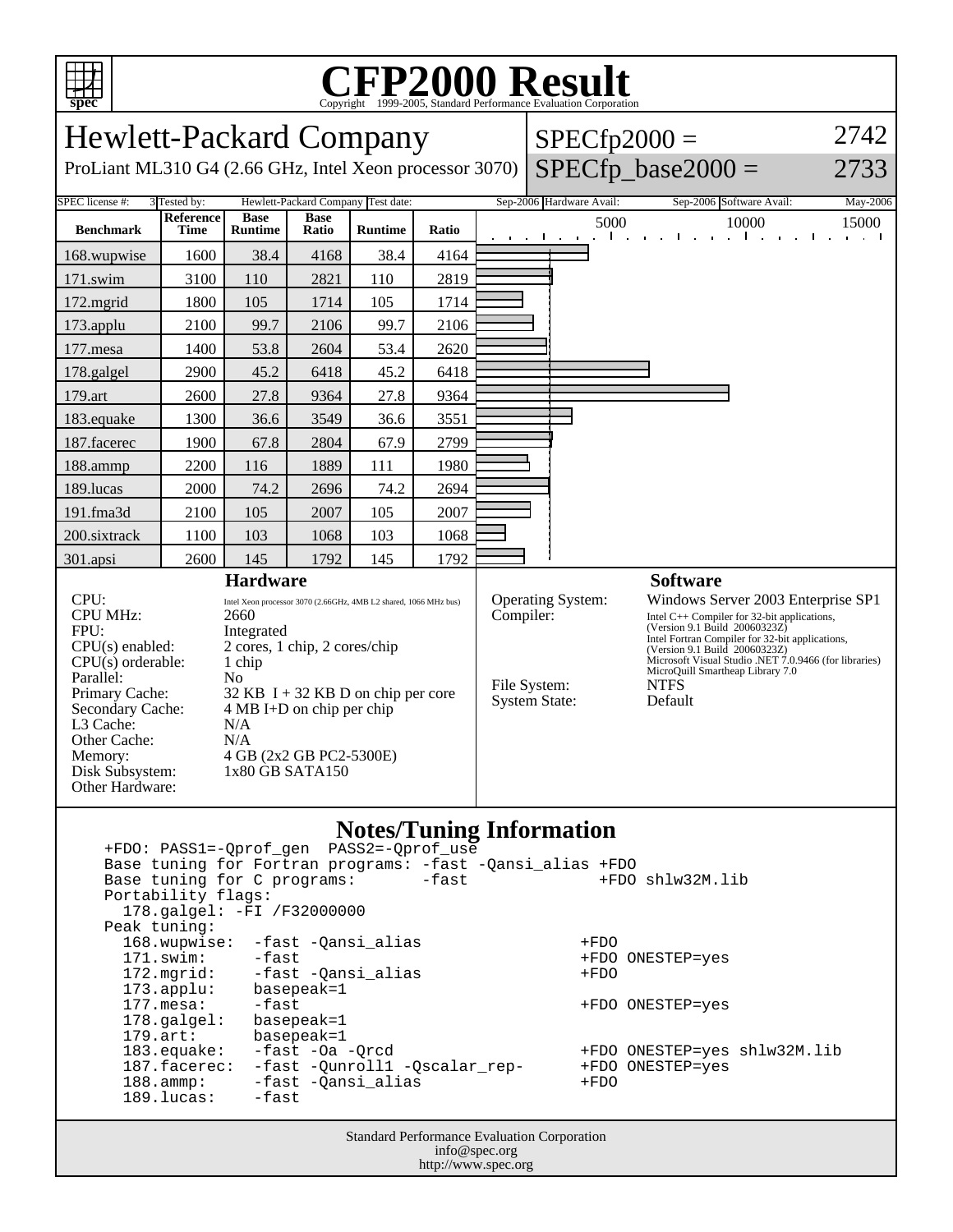# CFP2000 Result

Copyright 1999-2005, Standard Performance Evaluation Corporation

## Hewlett-Packard Company

ProLiant ML310 G4 (2.66 GHz, Intel Xeon processor 3070)

SPECfp2000 = 2742

SPECfp_base2000 = 2733

| SPEC license #: | 3 | Tested by: | Hewlett-Packard Company | Test date: | Sep-2006 | Hardware Avail: | Sep-2006 | Software Avail: | May-2006 |
|---|---|---|---|---|---|---|---|---|---|

| Benchmark | Reference Time | Base Runtime | Base Ratio | Runtime | Ratio |
|---|---|---|---|---|---|
| 168.wupwise | 1600 | 38.4 | 4168 | 38.4 | 4164 |
| 171.swim | 3100 | 110 | 2821 | 110 | 2819 |
| 172.mgrid | 1800 | 105 | 1714 | 105 | 1714 |
| 173.applu | 2100 | 99.7 | 2106 | 99.7 | 2106 |
| 177.mesa | 1400 | 53.8 | 2604 | 53.4 | 2620 |
| 178.galgel | 2900 | 45.2 | 6418 | 45.2 | 6418 |
| 179.art | 2600 | 27.8 | 9364 | 27.8 | 9364 |
| 183.equake | 1300 | 36.6 | 3549 | 36.6 | 3551 |
| 187.facerec | 1900 | 67.8 | 2804 | 67.9 | 2799 |
| 188.ammp | 2200 | 116 | 1889 | 111 | 1980 |
| 189.lucas | 2000 | 74.2 | 2696 | 74.2 | 2694 |
| 191.fma3d | 2100 | 105 | 2007 | 105 | 2007 |
| 200.sixtrack | 1100 | 103 | 1068 | 103 | 1068 |
| 301.apsi | 2600 | 145 | 1792 | 145 | 1792 |

### Hardware

| | |
|---|---|
| CPU: | Intel Xeon processor 3070 (2.66GHz, 4MB L2 shared, 1066 MHz bus) |
| CPU MHz: | 2660 |
| FPU: | Integrated |
| CPU(s) enabled: | 2 cores, 1 chip, 2 cores/chip |
| CPU(s) orderable: | 1 chip |
| Parallel: | No |
| Primary Cache: | 32 KB I + 32 KB D on chip per core |
| Secondary Cache: | 4 MB I+D on chip per chip |
| L3 Cache: | N/A |
| Other Cache: | N/A |
| Memory: | 4 GB (2x2 GB PC2-5300E) |
| Disk Subsystem: | 1x80 GB SATA150 |
| Other Hardware: | |

### Software

| | |
|---|---|
| Operating System: | Windows Server 2003 Enterprise SP1 |
| Compiler: | Intel C++ Compiler for 32-bit applications, (Version 9.1 Build 20060323Z) Intel Fortran Compiler for 32-bit applications, (Version 9.1 Build 20060323Z) Microsoft Visual Studio .NET 7.0.9466 (for libraries) MicroQuill Smartheap Library 7.0 |
| File System: | NTFS |
| System State: | Default |

### Notes/Tuning Information

```
+FDO: PASS1=-Qprof_gen  PASS2=-Qprof_use
Base tuning for Fortran programs: -fast -Qansi_alias +FDO
Base tuning for C programs:       -fast              +FDO shlw32M.lib
Portability flags:
  178.galgel: -FI /F32000000
Peak tuning:
  168.wupwise:  -fast -Qansi_alias              +FDO
  171.swim:     -fast                           +FDO ONESTEP=yes
  172.mgrid:    -fast -Qansi_alias              +FDO
  173.applu:    basepeak=1
  177.mesa:     -fast                           +FDO ONESTEP=yes
  178.galgel:   basepeak=1
  179.art:      basepeak=1
  183.equake:   -fast -Oa -Qrcd                 +FDO ONESTEP=yes shlw32M.lib
  187.facerec:  -fast -Qunroll1 -Qscalar_rep-   +FDO ONESTEP=yes
  188.ammp:     -fast -Qansi_alias              +FDO
  189.lucas:    -fast
```

Standard Performance Evaluation Corporation
info@spec.org
http://www.spec.org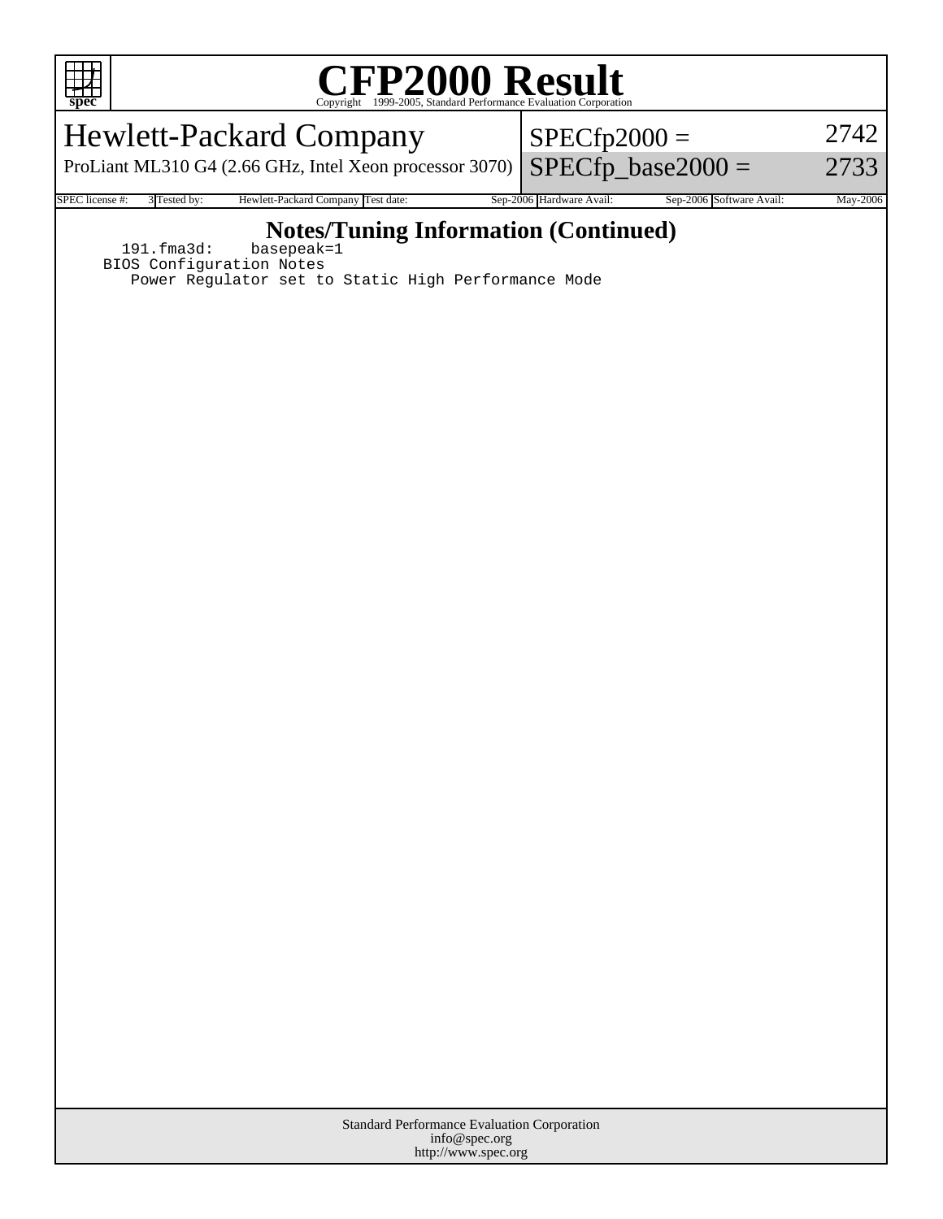# CFP2000 Result

Copyright 1999-2005, Standard Performance Evaluation Corporation

## Hewlett-Packard Company

ProLiant ML310 G4 (2.66 GHz, Intel Xeon processor 3070)

SPECfp2000 = 2742

SPECfp_base2000 = 2733

| SPEC license #: | 3 | Tested by: | Hewlett-Packard Company | Test date: | Sep-2006 | Hardware Avail: | Sep-2006 | Software Avail: | May-2006 |
|---|---|---|---|---|---|---|---|---|---|

### Notes/Tuning Information (Continued)

```
  191.fma3d:    basepeak=1
BIOS Configuration Notes
   Power Regulator set to Static High Performance Mode
```

Standard Performance Evaluation Corporation
info@spec.org
http://www.spec.org